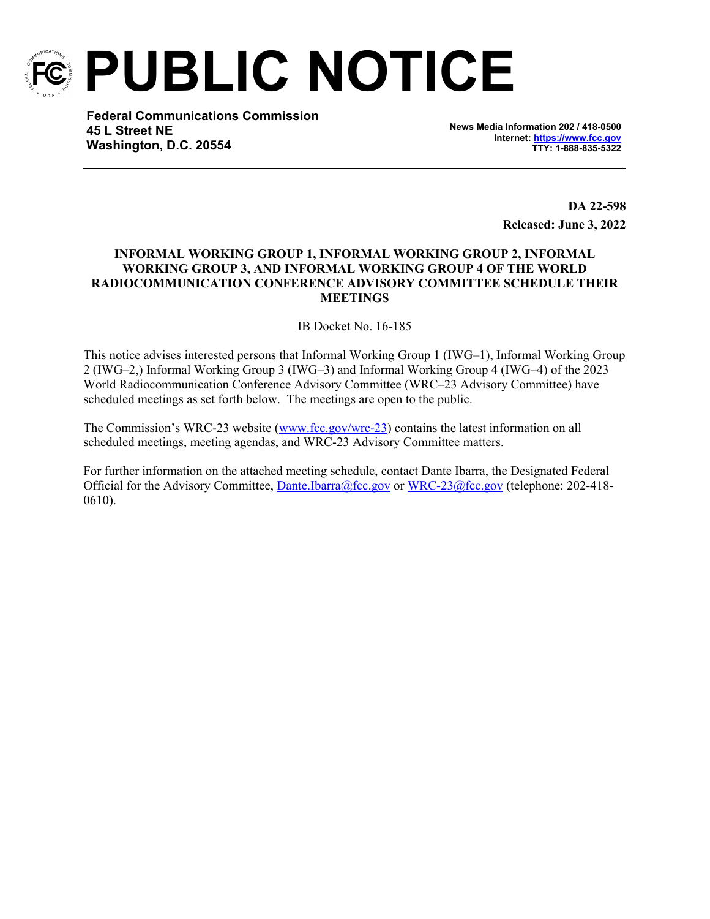# PUBLIC NOTICE

**Federal Communications Commission**
**45 L Street NE**
**Washington, D.C. 20554**

**News Media Information 202 / 418-0500**
**Internet: https://www.fcc.gov**
**TTY: 1-888-835-5322**

**DA 22-598**
**Released: June 3, 2022**

**INFORMAL WORKING GROUP 1, INFORMAL WORKING GROUP 2, INFORMAL WORKING GROUP 3, AND INFORMAL WORKING GROUP 4 OF THE WORLD RADIOCOMMUNICATION CONFERENCE ADVISORY COMMITTEE SCHEDULE THEIR MEETINGS**

IB Docket No. 16-185

This notice advises interested persons that Informal Working Group 1 (IWG–1), Informal Working Group 2 (IWG–2,) Informal Working Group 3 (IWG–3) and Informal Working Group 4 (IWG–4) of the 2023 World Radiocommunication Conference Advisory Committee (WRC–23 Advisory Committee) have scheduled meetings as set forth below. The meetings are open to the public.

The Commission's WRC-23 website (www.fcc.gov/wrc-23) contains the latest information on all scheduled meetings, meeting agendas, and WRC-23 Advisory Committee matters.

For further information on the attached meeting schedule, contact Dante Ibarra, the Designated Federal Official for the Advisory Committee, Dante.Ibarra@fcc.gov or WRC-23@fcc.gov (telephone: 202-418-0610).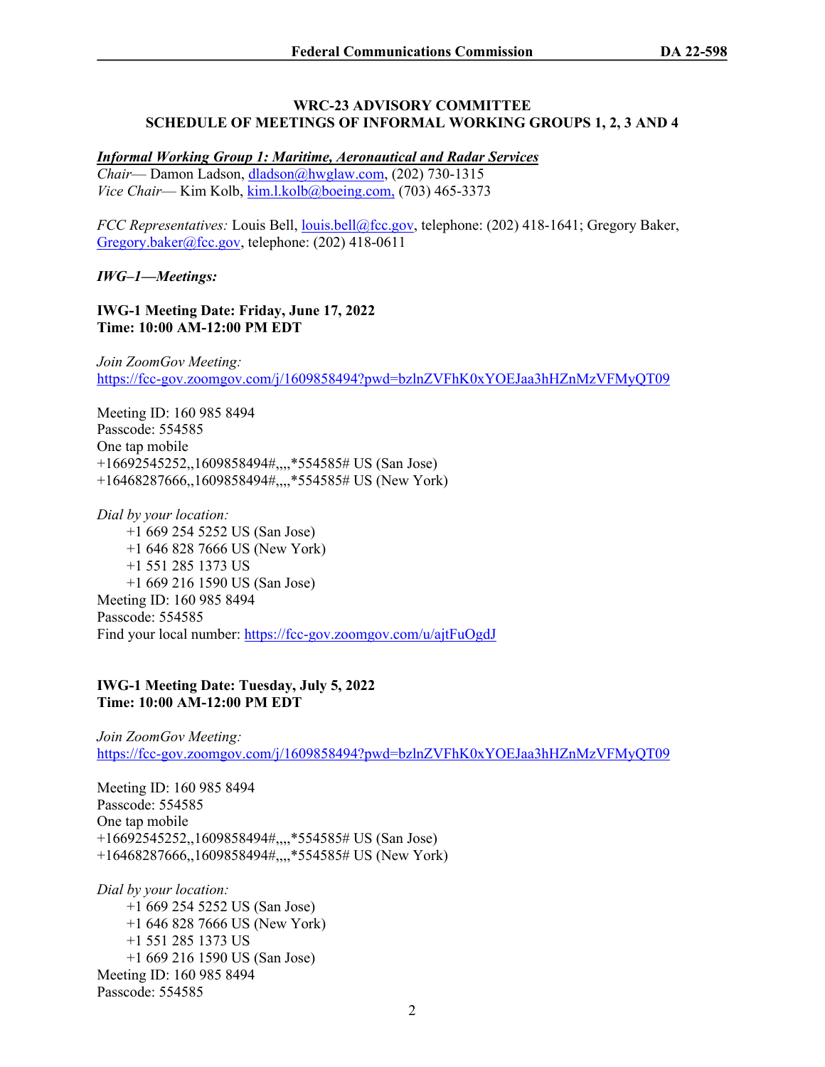**WRC-23 ADVISORY COMMITTEE**
**SCHEDULE OF MEETINGS OF INFORMAL WORKING GROUPS 1, 2, 3 AND 4**

***Informal Working Group 1: Maritime, Aeronautical and Radar Services***
*Chair*— Damon Ladson, dladson@hwglaw.com, (202) 730-1315
*Vice Chair*— Kim Kolb, kim.l.kolb@boeing.com, (703) 465-3373

*FCC Representatives:* Louis Bell, louis.bell@fcc.gov, telephone: (202) 418-1641; Gregory Baker, Gregory.baker@fcc.gov, telephone: (202) 418-0611

***IWG–1—Meetings:***

**IWG-1 Meeting Date: Friday, June 17, 2022**
**Time: 10:00 AM-12:00 PM EDT**

*Join ZoomGov Meeting:*
https://fcc-gov.zoomgov.com/j/1609858494?pwd=bzlnZVFhK0xYOEJaa3hHZnMzVFMyQT09

Meeting ID: 160 985 8494
Passcode: 554585
One tap mobile
+16692545252,,1609858494#,,,,*554585# US (San Jose)
+16468287666,,1609858494#,,,,*554585# US (New York)

*Dial by your location:*
+1 669 254 5252 US (San Jose)
+1 646 828 7666 US (New York)
+1 551 285 1373 US
+1 669 216 1590 US (San Jose)
Meeting ID: 160 985 8494
Passcode: 554585
Find your local number: https://fcc-gov.zoomgov.com/u/ajtFuOgdJ

**IWG-1 Meeting Date: Tuesday, July 5, 2022**
**Time: 10:00 AM-12:00 PM EDT**

*Join ZoomGov Meeting:*
https://fcc-gov.zoomgov.com/j/1609858494?pwd=bzlnZVFhK0xYOEJaa3hHZnMzVFMyQT09

Meeting ID: 160 985 8494
Passcode: 554585
One tap mobile
+16692545252,,1609858494#,,,,*554585# US (San Jose)
+16468287666,,1609858494#,,,,*554585# US (New York)

*Dial by your location:*
+1 669 254 5252 US (San Jose)
+1 646 828 7666 US (New York)
+1 551 285 1373 US
+1 669 216 1590 US (San Jose)
Meeting ID: 160 985 8494
Passcode: 554585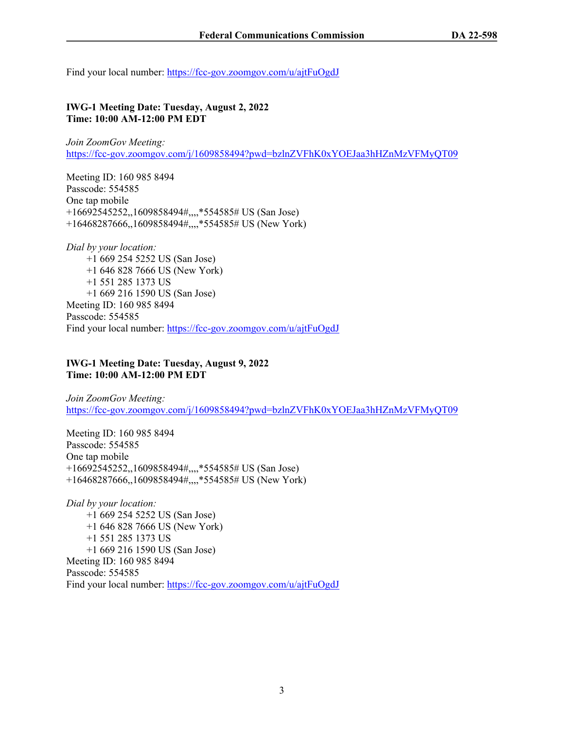Find your local number: https://fcc-gov.zoomgov.com/u/ajtFuOgdJ

**IWG-1 Meeting Date: Tuesday, August 2, 2022**
**Time: 10:00 AM-12:00 PM EDT**

*Join ZoomGov Meeting:*
https://fcc-gov.zoomgov.com/j/1609858494?pwd=bzlnZVFhK0xYOEJaa3hHZnMzVFMyQT09

Meeting ID: 160 985 8494
Passcode: 554585
One tap mobile
+16692545252,,1609858494#,,,,*554585# US (San Jose)
+16468287666,,1609858494#,,,,*554585# US (New York)

*Dial by your location:*
    +1 669 254 5252 US (San Jose)
    +1 646 828 7666 US (New York)
    +1 551 285 1373 US
    +1 669 216 1590 US (San Jose)
Meeting ID: 160 985 8494
Passcode: 554585
Find your local number: https://fcc-gov.zoomgov.com/u/ajtFuOgdJ

**IWG-1 Meeting Date: Tuesday, August 9, 2022**
**Time: 10:00 AM-12:00 PM EDT**

*Join ZoomGov Meeting:*
https://fcc-gov.zoomgov.com/j/1609858494?pwd=bzlnZVFhK0xYOEJaa3hHZnMzVFMyQT09

Meeting ID: 160 985 8494
Passcode: 554585
One tap mobile
+16692545252,,1609858494#,,,,*554585# US (San Jose)
+16468287666,,1609858494#,,,,*554585# US (New York)

*Dial by your location:*
    +1 669 254 5252 US (San Jose)
    +1 646 828 7666 US (New York)
    +1 551 285 1373 US
    +1 669 216 1590 US (San Jose)
Meeting ID: 160 985 8494
Passcode: 554585
Find your local number: https://fcc-gov.zoomgov.com/u/ajtFuOgdJ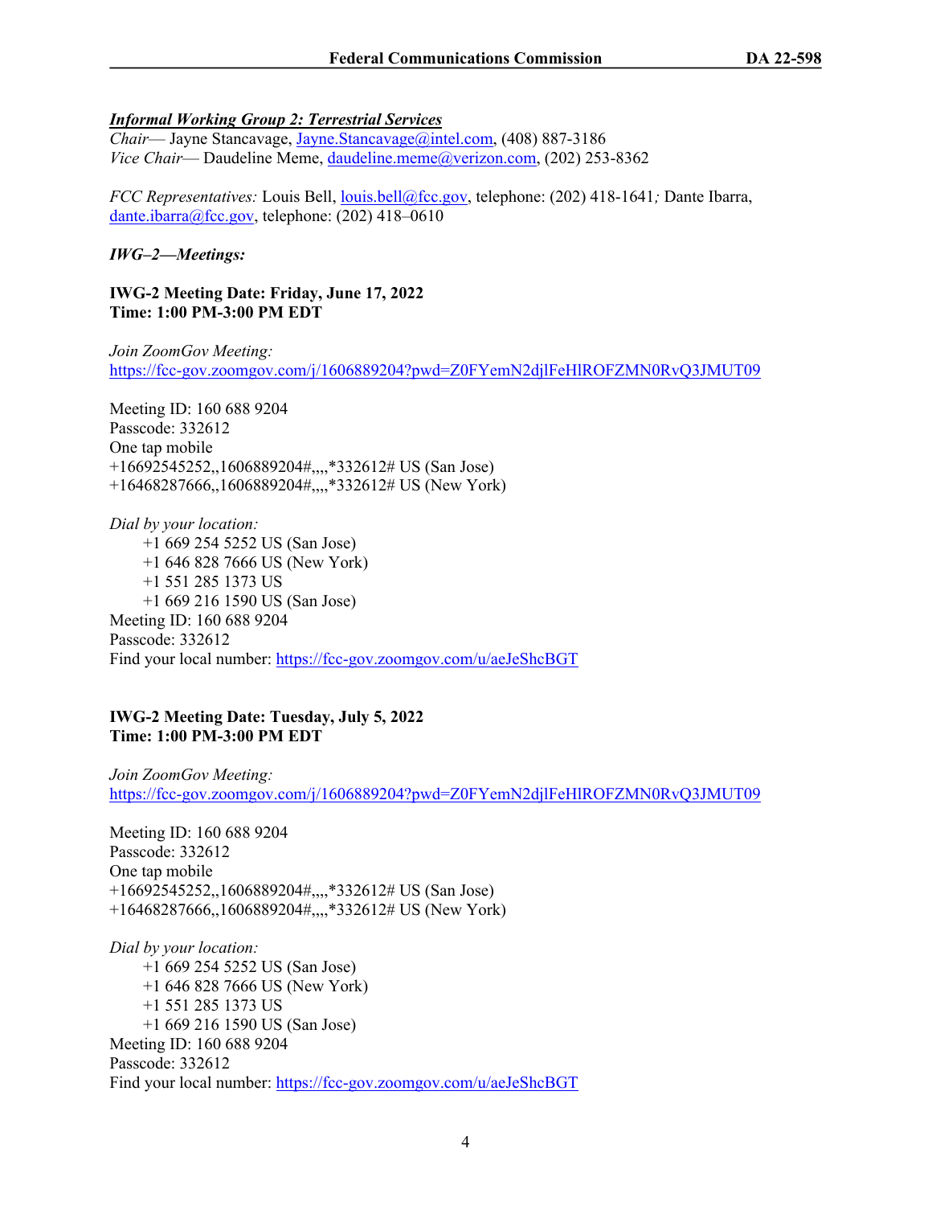***Informal Working Group 2: Terrestrial Services***

*Chair*— Jayne Stancavage, Jayne.Stancavage@intel.com, (408) 887-3186
*Vice Chair*— Daudeline Meme, daudeline.meme@verizon.com, (202) 253-8362

*FCC Representatives:* Louis Bell, louis.bell@fcc.gov, telephone: (202) 418-1641*;* Dante Ibarra, dante.ibarra@fcc.gov, telephone: (202) 418–0610

***IWG–2—Meetings:***

**IWG-2 Meeting Date: Friday, June 17, 2022**
**Time: 1:00 PM-3:00 PM EDT**

*Join ZoomGov Meeting:*
https://fcc-gov.zoomgov.com/j/1606889204?pwd=Z0FYemN2djlFeHlROFZMN0RvQ3JMUT09

Meeting ID: 160 688 9204
Passcode: 332612
One tap mobile
+16692545252,,1606889204#,,,,*332612# US (San Jose)
+16468287666,,1606889204#,,,,*332612# US (New York)

*Dial by your location:*

+1 669 254 5252 US (San Jose)
+1 646 828 7666 US (New York)
+1 551 285 1373 US
+1 669 216 1590 US (San Jose)

Meeting ID: 160 688 9204
Passcode: 332612
Find your local number: https://fcc-gov.zoomgov.com/u/aeJeShcBGT

**IWG-2 Meeting Date: Tuesday, July 5, 2022**
**Time: 1:00 PM-3:00 PM EDT**

*Join ZoomGov Meeting:*
https://fcc-gov.zoomgov.com/j/1606889204?pwd=Z0FYemN2djlFeHlROFZMN0RvQ3JMUT09

Meeting ID: 160 688 9204
Passcode: 332612
One tap mobile
+16692545252,,1606889204#,,,,*332612# US (San Jose)
+16468287666,,1606889204#,,,,*332612# US (New York)

*Dial by your location:*

+1 669 254 5252 US (San Jose)
+1 646 828 7666 US (New York)
+1 551 285 1373 US
+1 669 216 1590 US (San Jose)

Meeting ID: 160 688 9204
Passcode: 332612
Find your local number: https://fcc-gov.zoomgov.com/u/aeJeShcBGT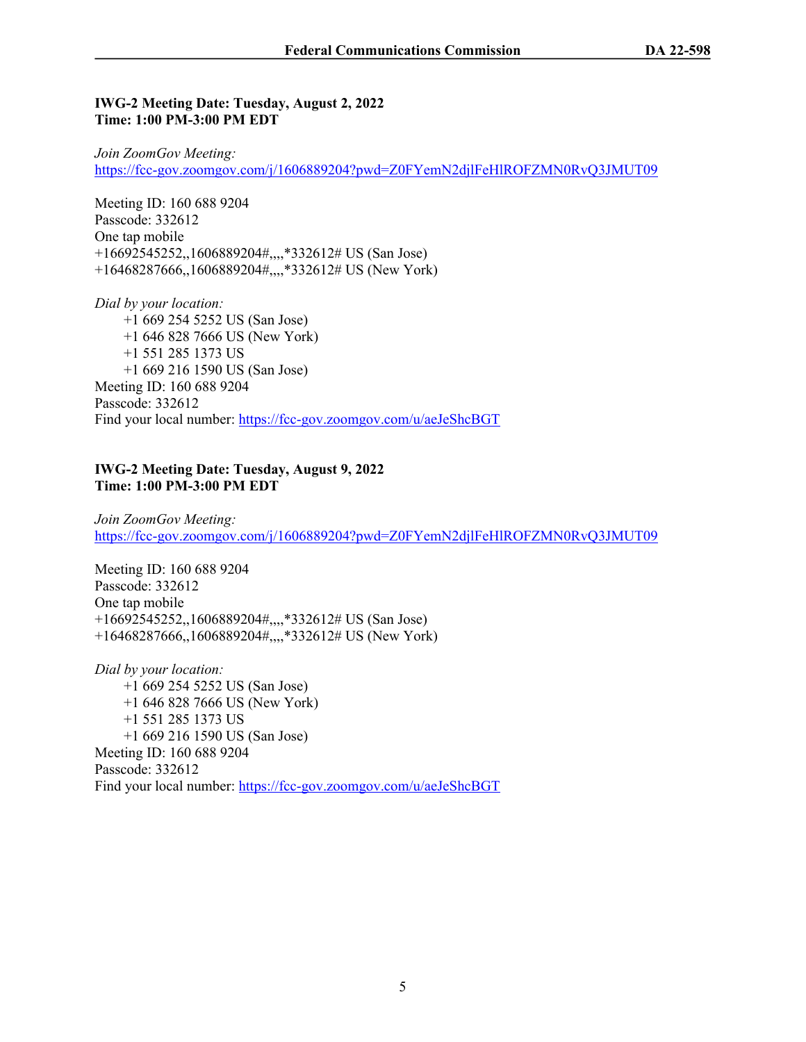**IWG-2 Meeting Date: Tuesday, August 2, 2022**
**Time: 1:00 PM-3:00 PM EDT**

*Join ZoomGov Meeting:*
https://fcc-gov.zoomgov.com/j/1606889204?pwd=Z0FYemN2djlFeHlROFZMN0RvQ3JMUT09

Meeting ID: 160 688 9204
Passcode: 332612
One tap mobile
+16692545252,,1606889204#,,,,*332612# US (San Jose)
+16468287666,,1606889204#,,,,*332612# US (New York)

*Dial by your location:*

+1 669 254 5252 US (San Jose)
+1 646 828 7666 US (New York)
+1 551 285 1373 US
+1 669 216 1590 US (San Jose)

Meeting ID: 160 688 9204
Passcode: 332612
Find your local number: https://fcc-gov.zoomgov.com/u/aeJeShcBGT

**IWG-2 Meeting Date: Tuesday, August 9, 2022**
**Time: 1:00 PM-3:00 PM EDT**

*Join ZoomGov Meeting:*
https://fcc-gov.zoomgov.com/j/1606889204?pwd=Z0FYemN2djlFeHlROFZMN0RvQ3JMUT09

Meeting ID: 160 688 9204
Passcode: 332612
One tap mobile
+16692545252,,1606889204#,,,,*332612# US (San Jose)
+16468287666,,1606889204#,,,,*332612# US (New York)

*Dial by your location:*

+1 669 254 5252 US (San Jose)
+1 646 828 7666 US (New York)
+1 551 285 1373 US
+1 669 216 1590 US (San Jose)

Meeting ID: 160 688 9204
Passcode: 332612
Find your local number: https://fcc-gov.zoomgov.com/u/aeJeShcBGT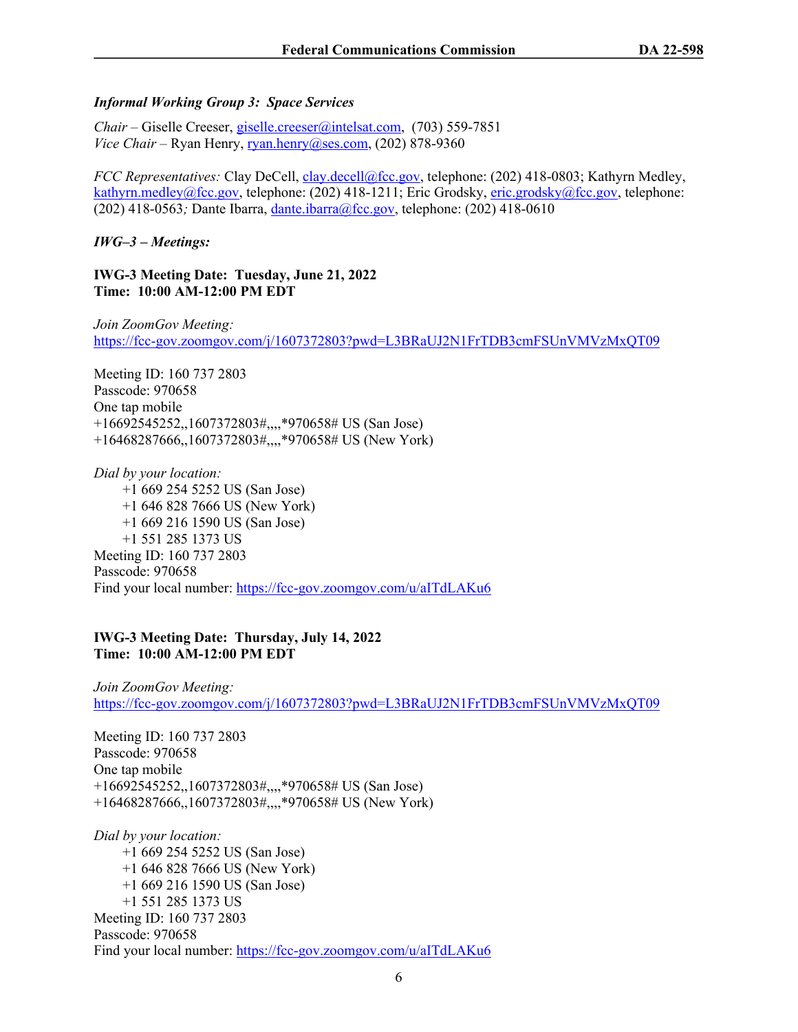*Informal Working Group 3: Space Services*

*Chair* – Giselle Creeser, giselle.creeser@intelsat.com, (703) 559-7851
*Vice Chair* – Ryan Henry, ryan.henry@ses.com, (202) 878-9360

*FCC Representatives:* Clay DeCell, clay.decell@fcc.gov, telephone: (202) 418-0803; Kathyrn Medley, kathyrn.medley@fcc.gov, telephone: (202) 418-1211; Eric Grodsky, eric.grodsky@fcc.gov, telephone: (202) 418-0563*;* Dante Ibarra, dante.ibarra@fcc.gov, telephone: (202) 418-0610

***IWG–3 – Meetings:***

**IWG-3 Meeting Date: Tuesday, June 21, 2022**
**Time: 10:00 AM-12:00 PM EDT**

*Join ZoomGov Meeting:*
https://fcc-gov.zoomgov.com/j/1607372803?pwd=L3BRaUJ2N1FrTDB3cmFSUnVMVzMxQT09

Meeting ID: 160 737 2803
Passcode: 970658
One tap mobile
+16692545252,,1607372803#,,,,*970658# US (San Jose)
+16468287666,,1607372803#,,,,*970658# US (New York)

*Dial by your location:*
+1 669 254 5252 US (San Jose)
+1 646 828 7666 US (New York)
+1 669 216 1590 US (San Jose)
+1 551 285 1373 US
Meeting ID: 160 737 2803
Passcode: 970658
Find your local number: https://fcc-gov.zoomgov.com/u/aITdLAKu6

**IWG-3 Meeting Date: Thursday, July 14, 2022**
**Time: 10:00 AM-12:00 PM EDT**

*Join ZoomGov Meeting:*
https://fcc-gov.zoomgov.com/j/1607372803?pwd=L3BRaUJ2N1FrTDB3cmFSUnVMVzMxQT09

Meeting ID: 160 737 2803
Passcode: 970658
One tap mobile
+16692545252,,1607372803#,,,,*970658# US (San Jose)
+16468287666,,1607372803#,,,,*970658# US (New York)

*Dial by your location:*
+1 669 254 5252 US (San Jose)
+1 646 828 7666 US (New York)
+1 669 216 1590 US (San Jose)
+1 551 285 1373 US
Meeting ID: 160 737 2803
Passcode: 970658
Find your local number: https://fcc-gov.zoomgov.com/u/aITdLAKu6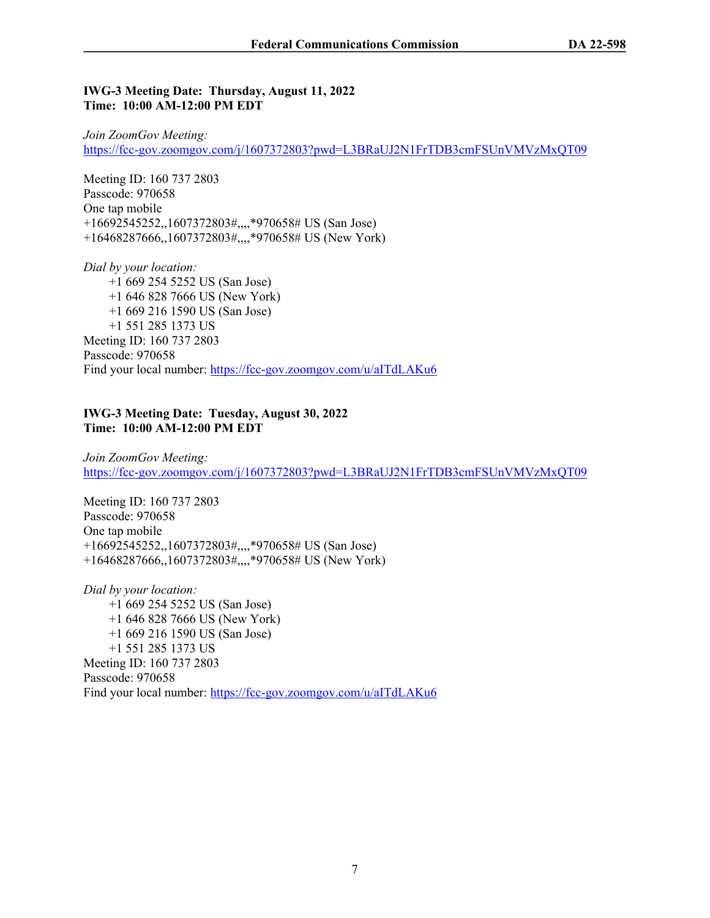**IWG-3 Meeting Date: Thursday, August 11, 2022**
**Time: 10:00 AM-12:00 PM EDT**

*Join ZoomGov Meeting:*
https://fcc-gov.zoomgov.com/j/1607372803?pwd=L3BRaUJ2N1FrTDB3cmFSUnVMVzMxQT09

Meeting ID: 160 737 2803
Passcode: 970658
One tap mobile
+16692545252,,1607372803#,,,,*970658# US (San Jose)
+16468287666,,1607372803#,,,,*970658# US (New York)

*Dial by your location:*

  +1 669 254 5252 US (San Jose)
  +1 646 828 7666 US (New York)
  +1 669 216 1590 US (San Jose)
  +1 551 285 1373 US

Meeting ID: 160 737 2803
Passcode: 970658
Find your local number: https://fcc-gov.zoomgov.com/u/aITdLAKu6

**IWG-3 Meeting Date: Tuesday, August 30, 2022**
**Time: 10:00 AM-12:00 PM EDT**

*Join ZoomGov Meeting:*
https://fcc-gov.zoomgov.com/j/1607372803?pwd=L3BRaUJ2N1FrTDB3cmFSUnVMVzMxQT09

Meeting ID: 160 737 2803
Passcode: 970658
One tap mobile
+16692545252,,1607372803#,,,,*970658# US (San Jose)
+16468287666,,1607372803#,,,,*970658# US (New York)

*Dial by your location:*

  +1 669 254 5252 US (San Jose)
  +1 646 828 7666 US (New York)
  +1 669 216 1590 US (San Jose)
  +1 551 285 1373 US

Meeting ID: 160 737 2803
Passcode: 970658
Find your local number: https://fcc-gov.zoomgov.com/u/aITdLAKu6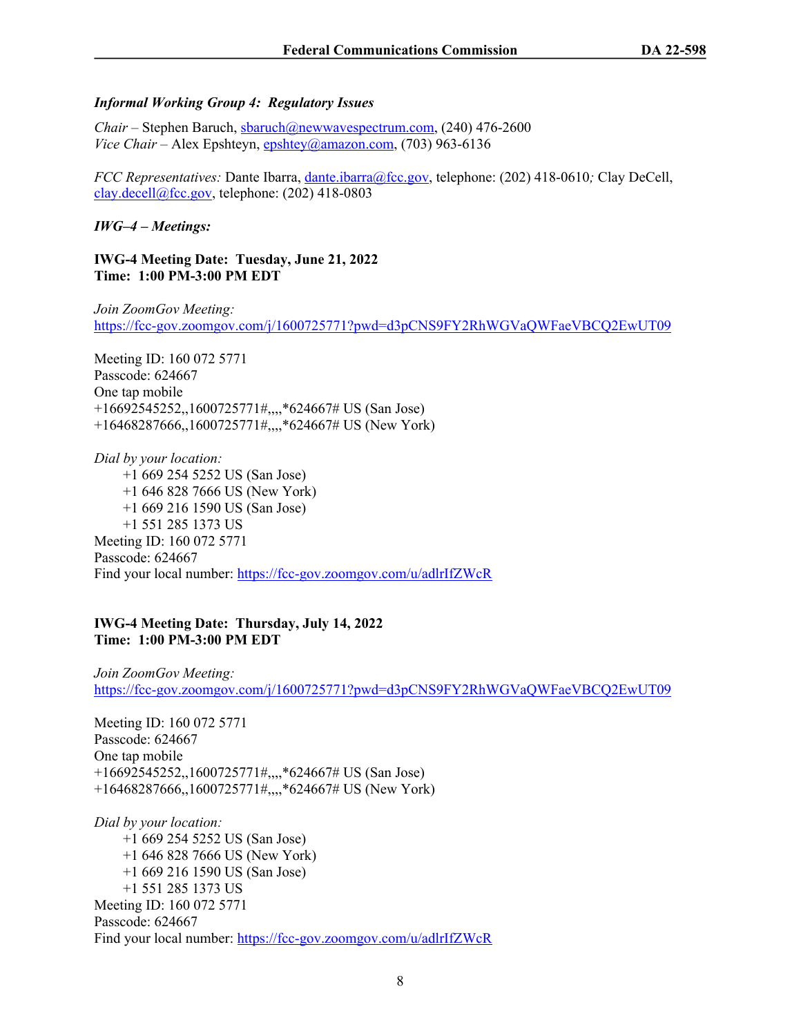***Informal Working Group 4: Regulatory Issues***

*Chair* – Stephen Baruch, sbaruch@newwavespectrum.com, (240) 476-2600
*Vice Chair* – Alex Epshteyn, epshtey@amazon.com, (703) 963-6136

*FCC Representatives:* Dante Ibarra, dante.ibarra@fcc.gov, telephone: (202) 418-0610*;* Clay DeCell, clay.decell@fcc.gov, telephone: (202) 418-0803

***IWG–4 – Meetings:***

**IWG-4 Meeting Date: Tuesday, June 21, 2022**
**Time: 1:00 PM-3:00 PM EDT**

*Join ZoomGov Meeting:*
https://fcc-gov.zoomgov.com/j/1600725771?pwd=d3pCNS9FY2RhWGVaQWFaeVBCQ2EwUT09

Meeting ID: 160 072 5771
Passcode: 624667
One tap mobile
+16692545252,,1600725771#,,,,*624667# US (San Jose)
+16468287666,,1600725771#,,,,*624667# US (New York)

*Dial by your location:*
+1 669 254 5252 US (San Jose)
+1 646 828 7666 US (New York)
+1 669 216 1590 US (San Jose)
+1 551 285 1373 US
Meeting ID: 160 072 5771
Passcode: 624667
Find your local number: https://fcc-gov.zoomgov.com/u/adlrIfZWcR

**IWG-4 Meeting Date: Thursday, July 14, 2022**
**Time: 1:00 PM-3:00 PM EDT**

*Join ZoomGov Meeting:*
https://fcc-gov.zoomgov.com/j/1600725771?pwd=d3pCNS9FY2RhWGVaQWFaeVBCQ2EwUT09

Meeting ID: 160 072 5771
Passcode: 624667
One tap mobile
+16692545252,,1600725771#,,,,*624667# US (San Jose)
+16468287666,,1600725771#,,,,*624667# US (New York)

*Dial by your location:*
+1 669 254 5252 US (San Jose)
+1 646 828 7666 US (New York)
+1 669 216 1590 US (San Jose)
+1 551 285 1373 US
Meeting ID: 160 072 5771
Passcode: 624667
Find your local number: https://fcc-gov.zoomgov.com/u/adlrIfZWcR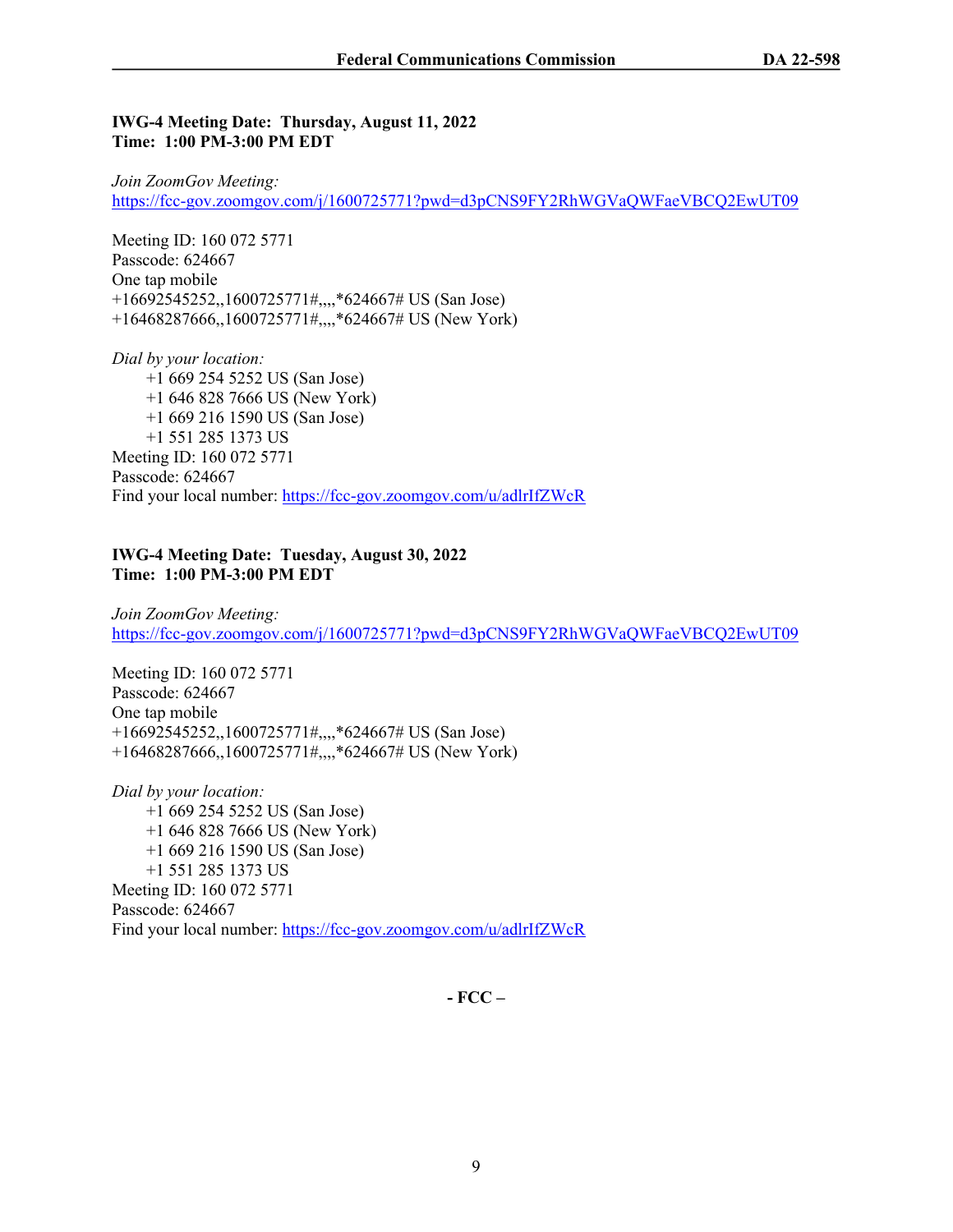**IWG-4 Meeting Date: Thursday, August 11, 2022**
**Time: 1:00 PM-3:00 PM EDT**

*Join ZoomGov Meeting:*
https://fcc-gov.zoomgov.com/j/1600725771?pwd=d3pCNS9FY2RhWGVaQWFaeVBCQ2EwUT09

Meeting ID: 160 072 5771
Passcode: 624667
One tap mobile
+16692545252,,1600725771#,,,,*624667# US (San Jose)
+16468287666,,1600725771#,,,,*624667# US (New York)

*Dial by your location:*

+1 669 254 5252 US (San Jose)
+1 646 828 7666 US (New York)
+1 669 216 1590 US (San Jose)
+1 551 285 1373 US

Meeting ID: 160 072 5771
Passcode: 624667
Find your local number: https://fcc-gov.zoomgov.com/u/adlrIfZWcR

**IWG-4 Meeting Date: Tuesday, August 30, 2022**
**Time: 1:00 PM-3:00 PM EDT**

*Join ZoomGov Meeting:*
https://fcc-gov.zoomgov.com/j/1600725771?pwd=d3pCNS9FY2RhWGVaQWFaeVBCQ2EwUT09

Meeting ID: 160 072 5771
Passcode: 624667
One tap mobile
+16692545252,,1600725771#,,,,*624667# US (San Jose)
+16468287666,,1600725771#,,,,*624667# US (New York)

*Dial by your location:*

+1 669 254 5252 US (San Jose)
+1 646 828 7666 US (New York)
+1 669 216 1590 US (San Jose)
+1 551 285 1373 US

Meeting ID: 160 072 5771
Passcode: 624667
Find your local number: https://fcc-gov.zoomgov.com/u/adlrIfZWcR

**- FCC –**